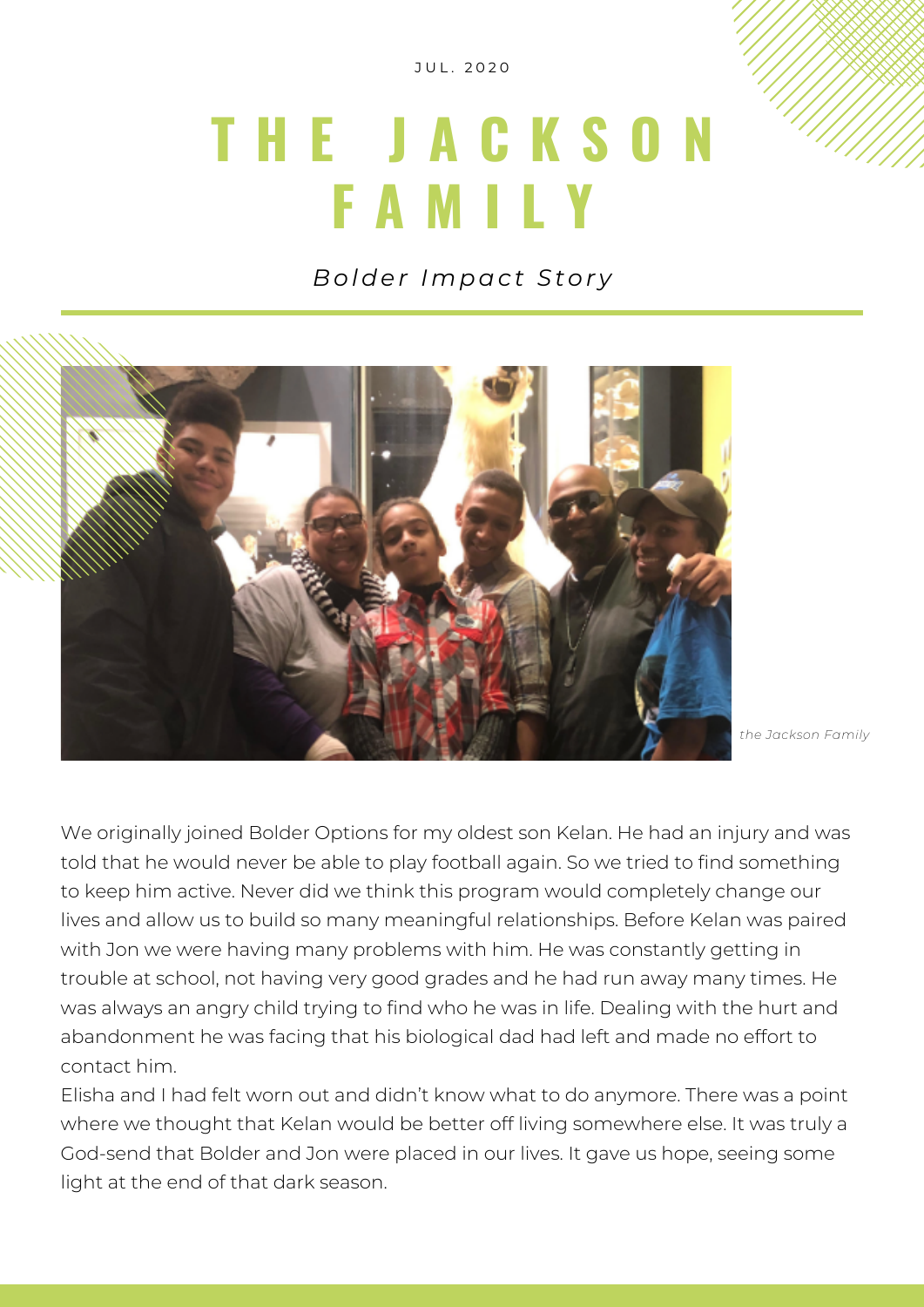JUL. 2020

# THE JACKSON FAMILY

*Bolder Impact Story*

*the Jackson Family*

We originally joined Bolder Options for my oldest son Kelan. He had an injury and was told that he would never be able to play football again. So we tried to find something to keep him active. Never did we think this program would completely change our lives and allow us to build so many meaningful relationships. Before Kelan was paired with Jon we were having many problems with him. He was constantly getting in trouble at school, not having very good grades and he had run away many times. He was always an angry child trying to find who he was in life. Dealing with the hurt and abandonment he was facing that his biological dad had left and made no effort to contact him.

Elisha and I had felt worn out and didn't know what to do anymore. There was a point where we thought that Kelan would be better off living somewhere else. It was truly a God-send that Bolder and Jon were placed in our lives. It gave us hope, seeing some light at the end of that dark season.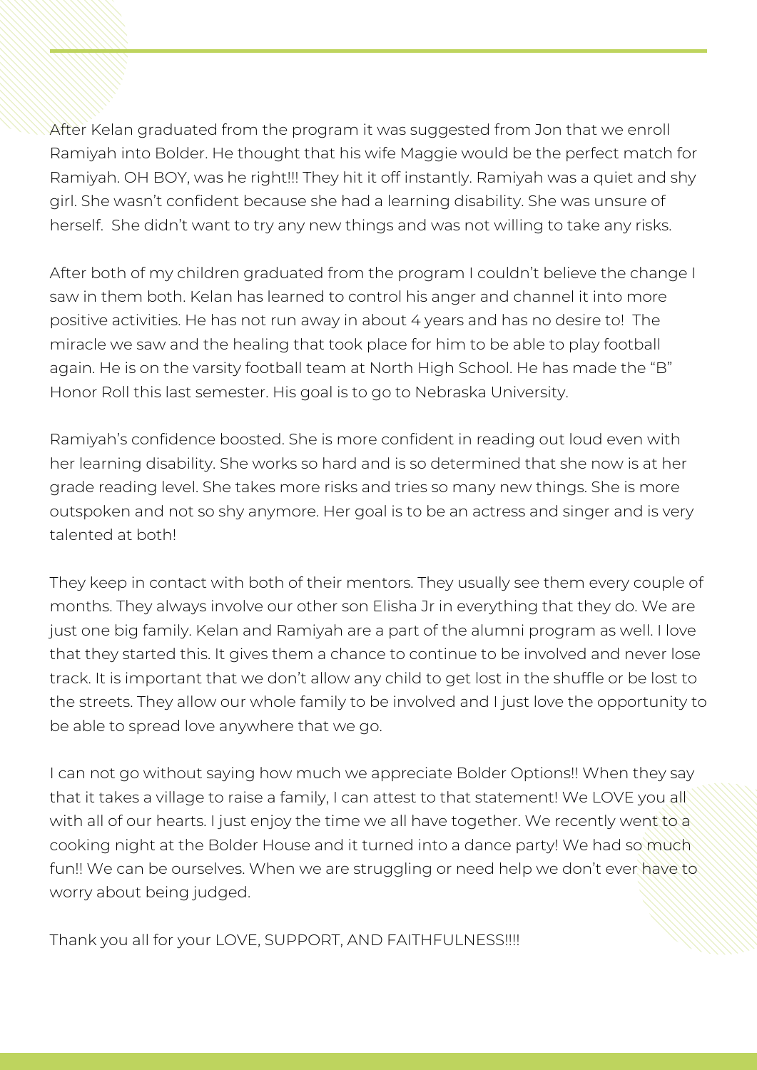After Kelan graduated from the program it was suggested from Jon that we enroll Ramiyah into Bolder. He thought that his wife Maggie would be the perfect match for Ramiyah. OH BOY, was he right!!! They hit it off instantly. Ramiyah was a quiet and shy girl. She wasn't confident because she had a learning disability. She was unsure of herself. She didn't want to try any new things and was not willing to take any risks.

After both of my children graduated from the program I couldn't believe the change I saw in them both. Kelan has learned to control his anger and channel it into more positive activities. He has not run away in about 4 years and has no desire to! The miracle we saw and the healing that took place for him to be able to play football again. He is on the varsity football team at North High School. He has made the "B" Honor Roll this last semester. His goal is to go to Nebraska University.

Ramiyah's confidence boosted. She is more confident in reading out loud even with her learning disability. She works so hard and is so determined that she now is at her grade reading level. She takes more risks and tries so many new things. She is more outspoken and not so shy anymore. Her goal is to be an actress and singer and is very talented at both!

They keep in contact with both of their mentors. They usually see them every couple of months. They always involve our other son Elisha Jr in everything that they do. We are just one big family. Kelan and Ramiyah are a part of the alumni program as well. I love that they started this. It gives them a chance to continue to be involved and never lose track. It is important that we don't allow any child to get lost in the shuffle or be lost to the streets. They allow our whole family to be involved and I just love the opportunity to be able to spread love anywhere that we go.

I can not go without saying how much we appreciate Bolder Options!! When they say that it takes a village to raise a family, I can attest to that statement! We LOVE you all with all of our hearts. I just enjoy the time we all have together. We recently went to a cooking night at the Bolder House and it turned into a dance party! We had so much fun!! We can be ourselves. When we are struggling or need help we don't ever have to worry about being judged.

Thank you all for your LOVE, SUPPORT, AND FAITHFULNESS!!!!